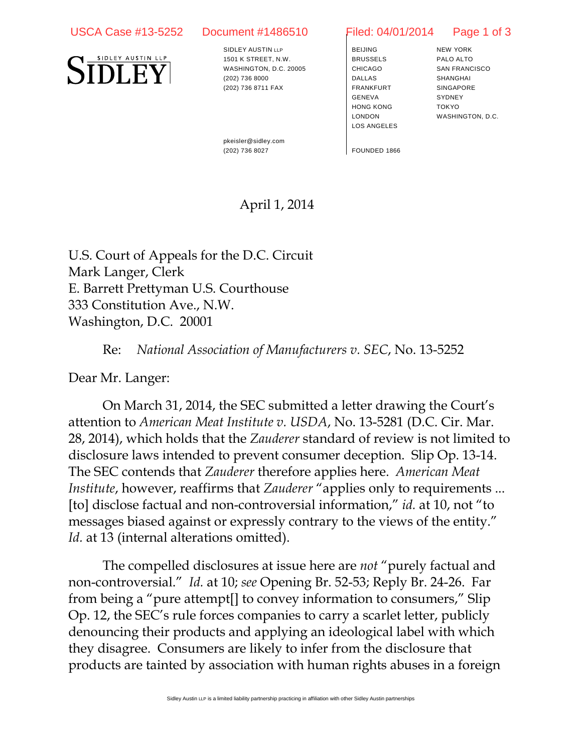SIDLEY AUSTIN LLP
1501 K STREET, N.W.
WASHINGTON, D.C. 20005
(202) 736 8000
(202) 736 8711 FAX

pkeisler@sidley.com
(202) 736 8027

BEIJING
BRUSSELS
CHICAGO
DALLAS
FRANKFURT
GENEVA
HONG KONG
LONDON
LOS ANGELES

NEW YORK
PALO ALTO
SAN FRANCISCO
SHANGHAI
SINGAPORE
SYDNEY
TOKYO
WASHINGTON, D.C.

FOUNDED 1866

April 1, 2014

U.S. Court of Appeals for the D.C. Circuit
Mark Langer, Clerk
E. Barrett Prettyman U.S. Courthouse
333 Constitution Ave., N.W.
Washington, D.C. 20001

Re: *National Association of Manufacturers v. SEC*, No. 13-5252

Dear Mr. Langer:

On March 31, 2014, the SEC submitted a letter drawing the Court's attention to *American Meat Institute v. USDA*, No. 13-5281 (D.C. Cir. Mar. 28, 2014), which holds that the *Zauderer* standard of review is not limited to disclosure laws intended to prevent consumer deception. Slip Op. 13-14. The SEC contends that *Zauderer* therefore applies here. *American Meat Institute*, however, reaffirms that *Zauderer* "applies only to requirements ... [to] disclose factual and non-controversial information," *id.* at 10, not "to messages biased against or expressly contrary to the views of the entity." *Id.* at 13 (internal alterations omitted).

The compelled disclosures at issue here are *not* "purely factual and non-controversial." *Id.* at 10; *see* Opening Br. 52-53; Reply Br. 24-26. Far from being a "pure attempt[] to convey information to consumers," Slip Op. 12, the SEC's rule forces companies to carry a scarlet letter, publicly denouncing their products and applying an ideological label with which they disagree. Consumers are likely to infer from the disclosure that products are tainted by association with human rights abuses in a foreign

Sidley Austin LLP is a limited liability partnership practicing in affiliation with other Sidley Austin partnerships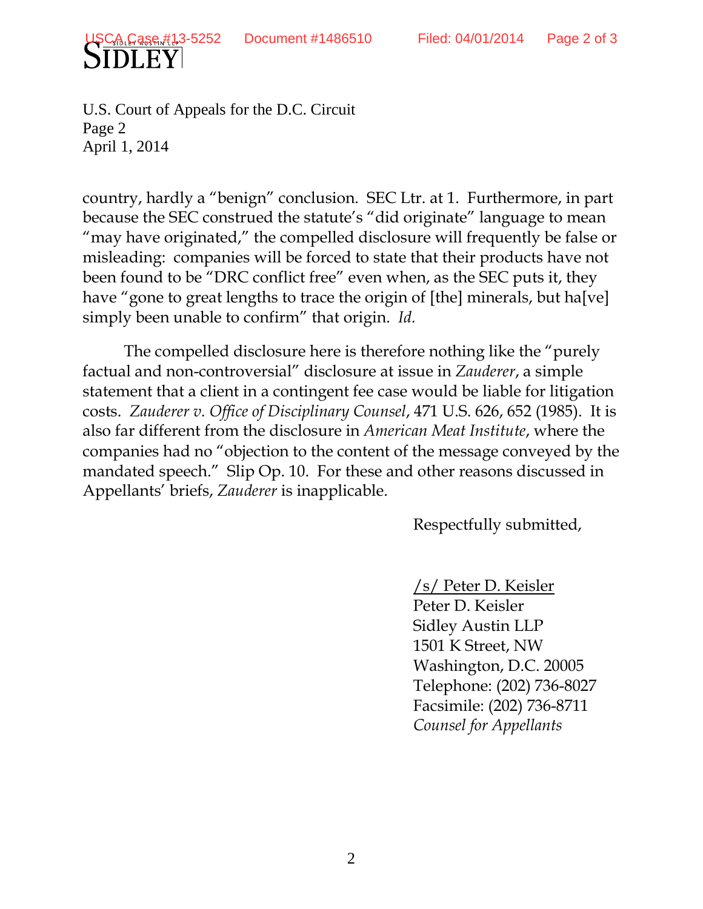U.S. Court of Appeals for the D.C. Circuit
Page 2
April 1, 2014

country, hardly a "benign" conclusion. SEC Ltr. at 1. Furthermore, in part because the SEC construed the statute's "did originate" language to mean "may have originated," the compelled disclosure will frequently be false or misleading: companies will be forced to state that their products have not been found to be "DRC conflict free" even when, as the SEC puts it, they have "gone to great lengths to trace the origin of [the] minerals, but ha[ve] simply been unable to confirm" that origin. *Id.*

The compelled disclosure here is therefore nothing like the "purely factual and non-controversial" disclosure at issue in *Zauderer*, a simple statement that a client in a contingent fee case would be liable for litigation costs. *Zauderer v. Office of Disciplinary Counsel*, 471 U.S. 626, 652 (1985). It is also far different from the disclosure in *American Meat Institute*, where the companies had no "objection to the content of the message conveyed by the mandated speech." Slip Op. 10. For these and other reasons discussed in Appellants' briefs, *Zauderer* is inapplicable.

Respectfully submitted,

/s/ Peter D. Keisler
Peter D. Keisler
Sidley Austin LLP
1501 K Street, NW
Washington, D.C. 20005
Telephone: (202) 736-8027
Facsimile: (202) 736-8711
*Counsel for Appellants*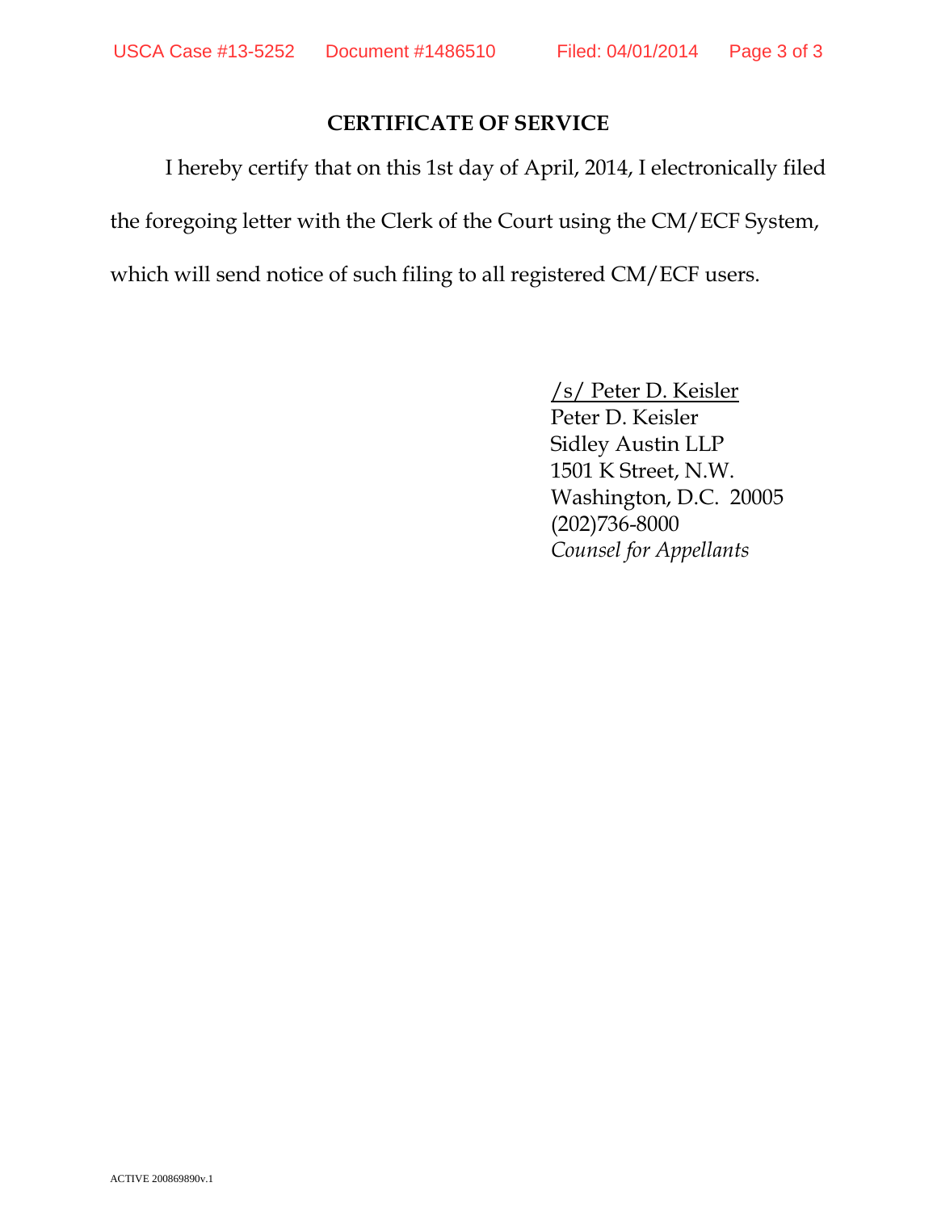## CERTIFICATE OF SERVICE

I hereby certify that on this 1st day of April, 2014, I electronically filed the foregoing letter with the Clerk of the Court using the CM/ECF System, which will send notice of such filing to all registered CM/ECF users.

/s/ Peter D. Keisler
Peter D. Keisler
Sidley Austin LLP
1501 K Street, N.W.
Washington, D.C. 20005
(202)736-8000
*Counsel for Appellants*

ACTIVE 200869890v.1